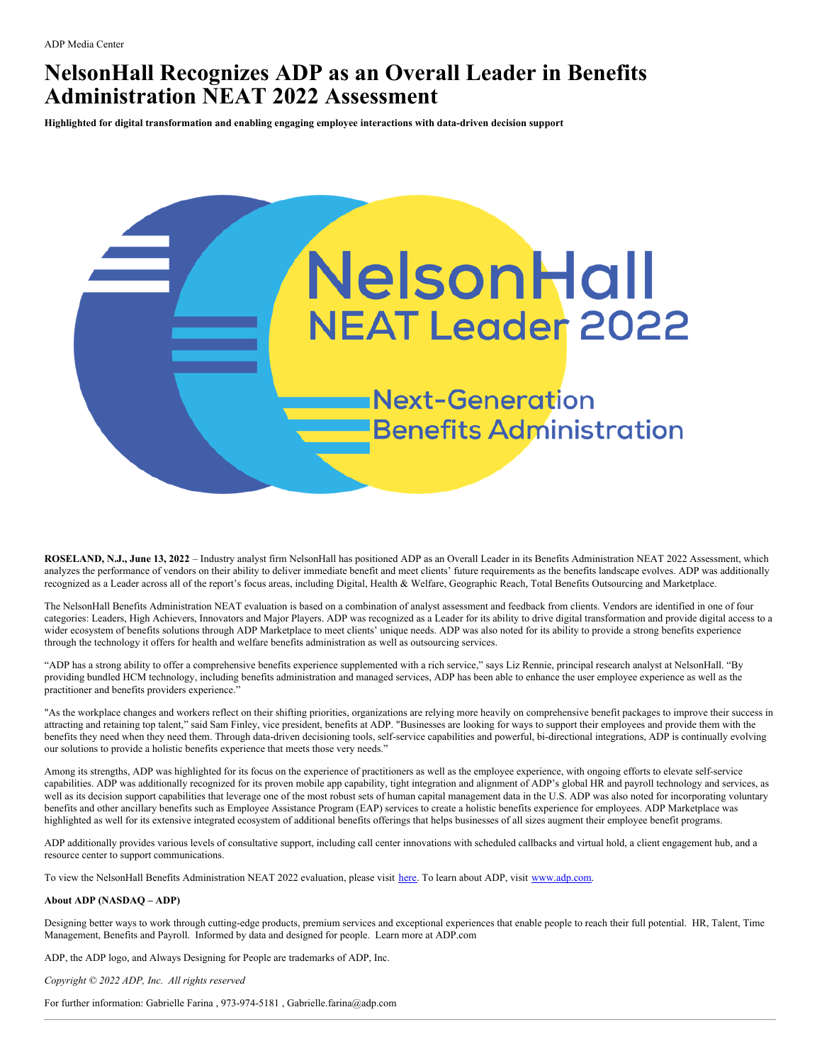ADP Media Center

# NelsonHall Recognizes ADP as an Overall Leader in Benefits Administration NEAT 2022 Assessment

**Highlighted for digital transformation and enabling engaging employee interactions with data-driven decision support**

NelsonHall NEAT Leader 2022 Next-Generation Benefits Administration

**ROSELAND, N.J., June 13, 2022** – Industry analyst firm NelsonHall has positioned ADP as an Overall Leader in its Benefits Administration NEAT 2022 Assessment, which analyzes the performance of vendors on their ability to deliver immediate benefit and meet clients' future requirements as the benefits landscape evolves. ADP was additionally recognized as a Leader across all of the report's focus areas, including Digital, Health & Welfare, Geographic Reach, Total Benefits Outsourcing and Marketplace.

The NelsonHall Benefits Administration NEAT evaluation is based on a combination of analyst assessment and feedback from clients. Vendors are identified in one of four categories: Leaders, High Achievers, Innovators and Major Players. ADP was recognized as a Leader for its ability to drive digital transformation and provide digital access to a wider ecosystem of benefits solutions through ADP Marketplace to meet clients' unique needs. ADP was also noted for its ability to provide a strong benefits experience through the technology it offers for health and welfare benefits administration as well as outsourcing services.

"ADP has a strong ability to offer a comprehensive benefits experience supplemented with a rich service," says Liz Rennie, principal research analyst at NelsonHall. "By providing bundled HCM technology, including benefits administration and managed services, ADP has been able to enhance the user employee experience as well as the practitioner and benefits providers experience."

"As the workplace changes and workers reflect on their shifting priorities, organizations are relying more heavily on comprehensive benefit packages to improve their success in attracting and retaining top talent," said Sam Finley, vice president, benefits at ADP. "Businesses are looking for ways to support their employees and provide them with the benefits they need when they need them. Through data-driven decisioning tools, self-service capabilities and powerful, bi-directional integrations, ADP is continually evolving our solutions to provide a holistic benefits experience that meets those very needs."

Among its strengths, ADP was highlighted for its focus on the experience of practitioners as well as the employee experience, with ongoing efforts to elevate self-service capabilities. ADP was additionally recognized for its proven mobile app capability, tight integration and alignment of ADP's global HR and payroll technology and services, as well as its decision support capabilities that leverage one of the most robust sets of human capital management data in the U.S. ADP was also noted for incorporating voluntary benefits and other ancillary benefits such as Employee Assistance Program (EAP) services to create a holistic benefits experience for employees. ADP Marketplace was highlighted as well for its extensive integrated ecosystem of additional benefits offerings that helps businesses of all sizes augment their employee benefit programs.

ADP additionally provides various levels of consultative support, including call center innovations with scheduled callbacks and virtual hold, a client engagement hub, and a resource center to support communications.

To view the NelsonHall Benefits Administration NEAT 2022 evaluation, please visit here. To learn about ADP, visit www.adp.com.

**About ADP (NASDAQ – ADP)**

Designing better ways to work through cutting-edge products, premium services and exceptional experiences that enable people to reach their full potential. HR, Talent, Time Management, Benefits and Payroll. Informed by data and designed for people. Learn more at ADP.com

ADP, the ADP logo, and Always Designing for People are trademarks of ADP, Inc.

*Copyright © 2022 ADP, Inc. All rights reserved*

For further information: Gabrielle Farina , 973-974-5181 , Gabrielle.farina@adp.com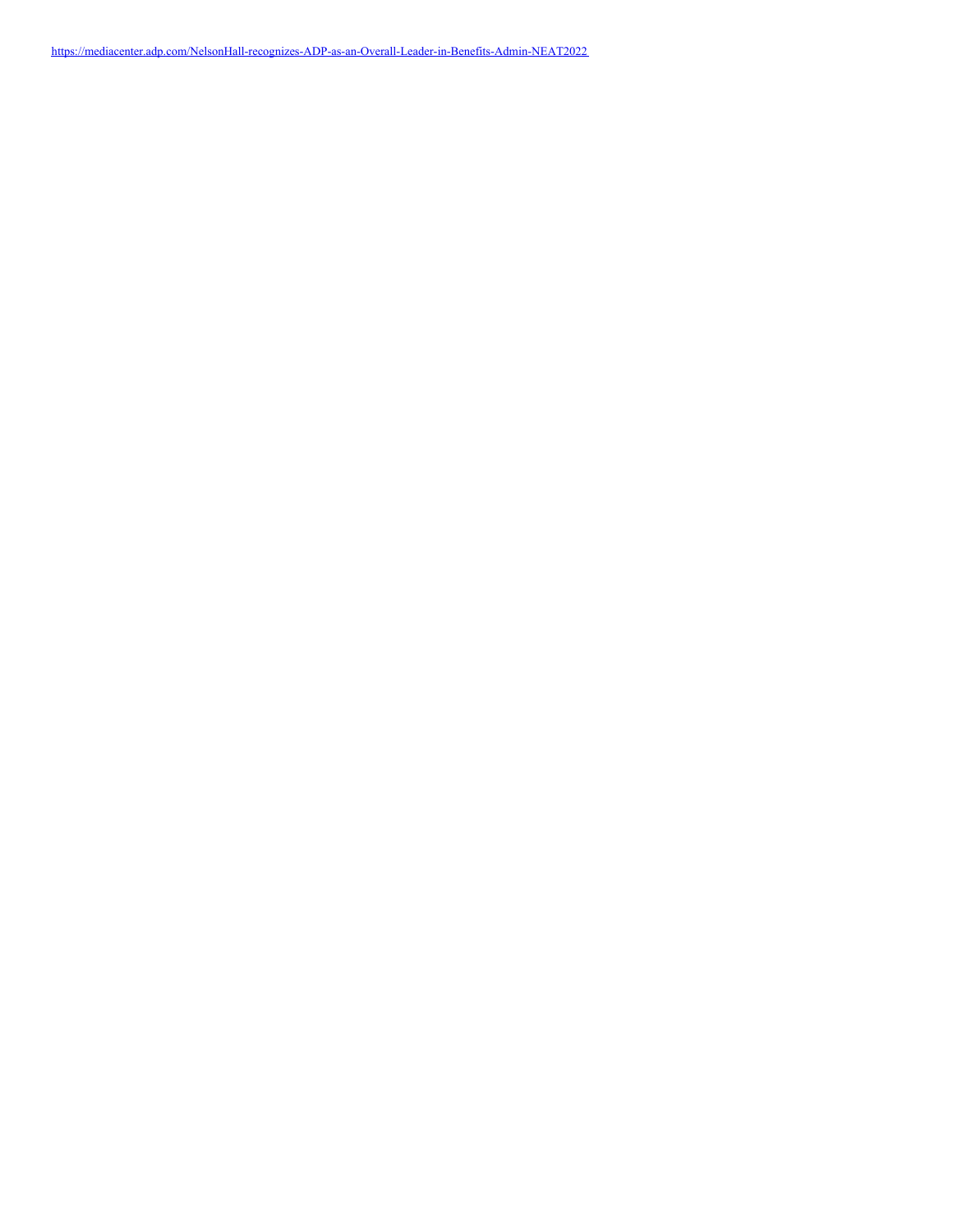https://mediacenter.adp.com/NelsonHall-recognizes-ADP-as-an-Overall-Leader-in-Benefits-Admin-NEAT2022